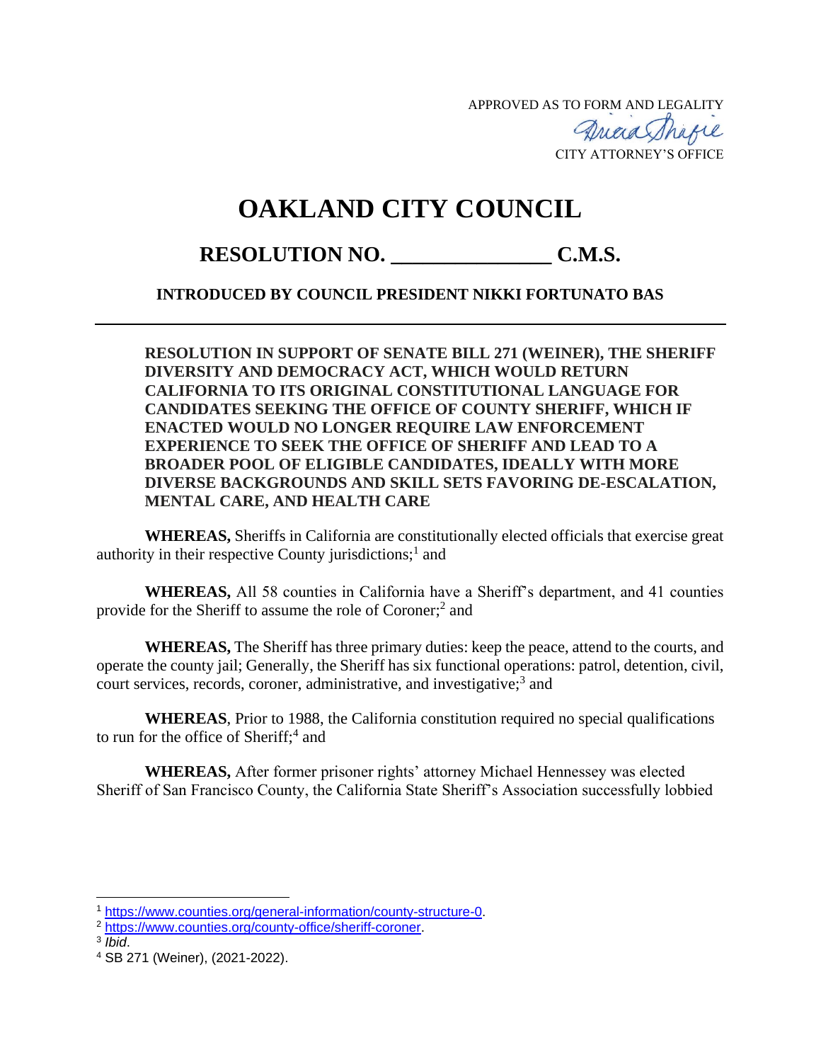APPROVED AS TO FORM AND LEGALITY

CITY ATTORNEY'S OFFICE

# OAKLAND CITY COUNCIL

## RESOLUTION NO. _______________ C.M.S.

**INTRODUCED BY COUNCIL PRESIDENT NIKKI FORTUNATO BAS**

---

**RESOLUTION IN SUPPORT OF SENATE BILL 271 (WEINER), THE SHERIFF DIVERSITY AND DEMOCRACY ACT, WHICH WOULD RETURN CALIFORNIA TO ITS ORIGINAL CONSTITUTIONAL LANGUAGE FOR CANDIDATES SEEKING THE OFFICE OF COUNTY SHERIFF, WHICH IF ENACTED WOULD NO LONGER REQUIRE LAW ENFORCEMENT EXPERIENCE TO SEEK THE OFFICE OF SHERIFF AND LEAD TO A BROADER POOL OF ELIGIBLE CANDIDATES, IDEALLY WITH MORE DIVERSE BACKGROUNDS AND SKILL SETS FAVORING DE-ESCALATION, MENTAL CARE, AND HEALTH CARE**

**WHEREAS,** Sheriffs in California are constitutionally elected officials that exercise great authority in their respective County jurisdictions;[1] and

**WHEREAS,** All 58 counties in California have a Sheriff's department, and 41 counties provide for the Sheriff to assume the role of Coroner;[2] and

**WHEREAS,** The Sheriff has three primary duties: keep the peace, attend to the courts, and operate the county jail; Generally, the Sheriff has six functional operations: patrol, detention, civil, court services, records, coroner, administrative, and investigative;[3] and

**WHEREAS**, Prior to 1988, the California constitution required no special qualifications to run for the office of Sheriff;[4] and

**WHEREAS,** After former prisoner rights' attorney Michael Hennessey was elected Sheriff of San Francisco County, the California State Sheriff's Association successfully lobbied

---

[1] https://www.counties.org/general-information/county-structure-0.

[2] https://www.counties.org/county-office/sheriff-coroner.

[3] *Ibid*.

[4] SB 271 (Weiner), (2021-2022).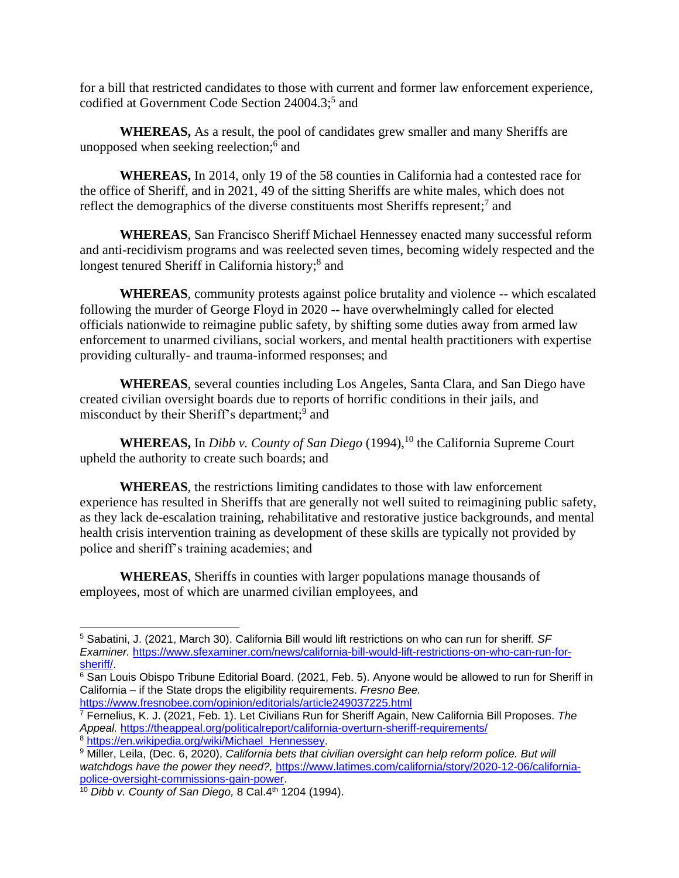for a bill that restricted candidates to those with current and former law enforcement experience, codified at Government Code Section 24004.3;[5] and

**WHEREAS,** As a result, the pool of candidates grew smaller and many Sheriffs are unopposed when seeking reelection;[6] and

**WHEREAS,** In 2014, only 19 of the 58 counties in California had a contested race for the office of Sheriff, and in 2021, 49 of the sitting Sheriffs are white males, which does not reflect the demographics of the diverse constituents most Sheriffs represent;[7] and

**WHEREAS**, San Francisco Sheriff Michael Hennessey enacted many successful reform and anti-recidivism programs and was reelected seven times, becoming widely respected and the longest tenured Sheriff in California history;[8] and

**WHEREAS**, community protests against police brutality and violence -- which escalated following the murder of George Floyd in 2020 -- have overwhelmingly called for elected officials nationwide to reimagine public safety, by shifting some duties away from armed law enforcement to unarmed civilians, social workers, and mental health practitioners with expertise providing culturally- and trauma-informed responses; and

**WHEREAS**, several counties including Los Angeles, Santa Clara, and San Diego have created civilian oversight boards due to reports of horrific conditions in their jails, and misconduct by their Sheriff's department;[9] and

**WHEREAS,** In *Dibb v. County of San Diego* (1994),[10] the California Supreme Court upheld the authority to create such boards; and

**WHEREAS**, the restrictions limiting candidates to those with law enforcement experience has resulted in Sheriffs that are generally not well suited to reimagining public safety, as they lack de-escalation training, rehabilitative and restorative justice backgrounds, and mental health crisis intervention training as development of these skills are typically not provided by police and sheriff's training academies; and

**WHEREAS**, Sheriffs in counties with larger populations manage thousands of employees, most of which are unarmed civilian employees, and

---

[5] Sabatini, J. (2021, March 30). California Bill would lift restrictions on who can run for sheriff. *SF Examiner.* https://www.sfexaminer.com/news/california-bill-would-lift-restrictions-on-who-can-run-for-sheriff/.

[6] San Louis Obispo Tribune Editorial Board. (2021, Feb. 5). Anyone would be allowed to run for Sheriff in California – if the State drops the eligibility requirements. *Fresno Bee.* https://www.fresnobee.com/opinion/editorials/article249037225.html

[7] Fernelius, K. J. (2021, Feb. 1). Let Civilians Run for Sheriff Again, New California Bill Proposes. *The Appeal.* https://theappeal.org/politicalreport/california-overturn-sheriff-requirements/

[8] https://en.wikipedia.org/wiki/Michael_Hennessey.

[9] Miller, Leila, (Dec. 6, 2020), *California bets that civilian oversight can help reform police. But will watchdogs have the power they need?,* https://www.latimes.com/california/story/2020-12-06/california-police-oversight-commissions-gain-power.

[10] *Dibb v. County of San Diego,* 8 Cal.4th 1204 (1994).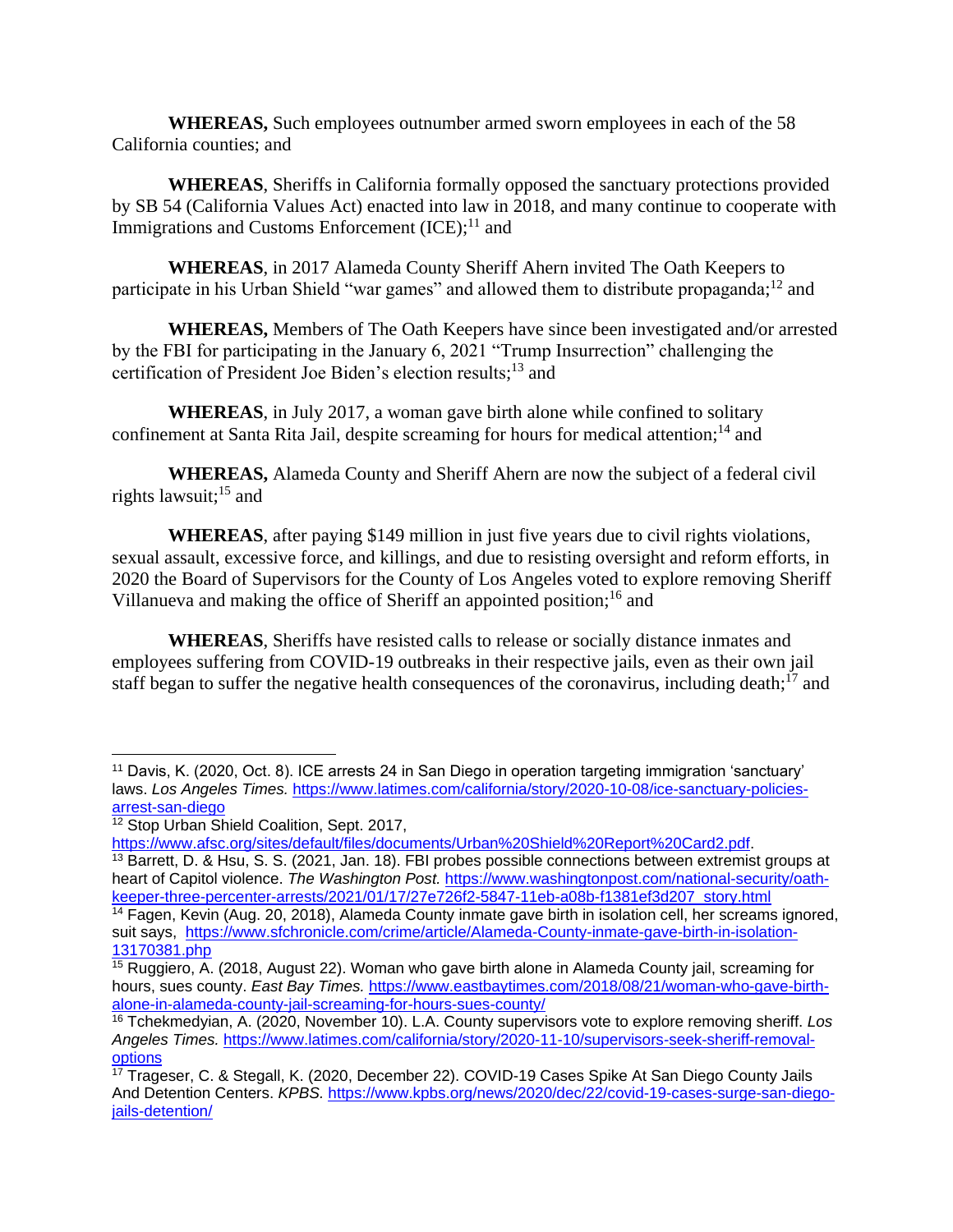**WHEREAS,** Such employees outnumber armed sworn employees in each of the 58 California counties; and

**WHEREAS**, Sheriffs in California formally opposed the sanctuary protections provided by SB 54 (California Values Act) enacted into law in 2018, and many continue to cooperate with Immigrations and Customs Enforcement (ICE);[11] and

**WHEREAS**, in 2017 Alameda County Sheriff Ahern invited The Oath Keepers to participate in his Urban Shield "war games" and allowed them to distribute propaganda;[12] and

**WHEREAS,** Members of The Oath Keepers have since been investigated and/or arrested by the FBI for participating in the January 6, 2021 "Trump Insurrection" challenging the certification of President Joe Biden's election results;[13] and

**WHEREAS**, in July 2017, a woman gave birth alone while confined to solitary confinement at Santa Rita Jail, despite screaming for hours for medical attention;[14] and

**WHEREAS,** Alameda County and Sheriff Ahern are now the subject of a federal civil rights lawsuit;[15] and

**WHEREAS**, after paying $149 million in just five years due to civil rights violations, sexual assault, excessive force, and killings, and due to resisting oversight and reform efforts, in 2020 the Board of Supervisors for the County of Los Angeles voted to explore removing Sheriff Villanueva and making the office of Sheriff an appointed position;[16] and

**WHEREAS**, Sheriffs have resisted calls to release or socially distance inmates and employees suffering from COVID-19 outbreaks in their respective jails, even as their own jail staff began to suffer the negative health consequences of the coronavirus, including death;[17] and

---

[11] Davis, K. (2020, Oct. 8). ICE arrests 24 in San Diego in operation targeting immigration 'sanctuary' laws. *Los Angeles Times.* https://www.latimes.com/california/story/2020-10-08/ice-sanctuary-policies-arrest-san-diego

[12] Stop Urban Shield Coalition, Sept. 2017, https://www.afsc.org/sites/default/files/documents/Urban%20Shield%20Report%20Card2.pdf.

[13] Barrett, D. & Hsu, S. S. (2021, Jan. 18). FBI probes possible connections between extremist groups at heart of Capitol violence. *The Washington Post.* https://www.washingtonpost.com/national-security/oath-keeper-three-percenter-arrests/2021/01/17/27e726f2-5847-11eb-a08b-f1381ef3d207_story.html

[14] Fagen, Kevin (Aug. 20, 2018), Alameda County inmate gave birth in isolation cell, her screams ignored, suit says, https://www.sfchronicle.com/crime/article/Alameda-County-inmate-gave-birth-in-isolation-13170381.php

[15] Ruggiero, A. (2018, August 22). Woman who gave birth alone in Alameda County jail, screaming for hours, sues county. *East Bay Times.* https://www.eastbaytimes.com/2018/08/21/woman-who-gave-birth-alone-in-alameda-county-jail-screaming-for-hours-sues-county/

[16] Tchekmedyian, A. (2020, November 10). L.A. County supervisors vote to explore removing sheriff. *Los Angeles Times.* https://www.latimes.com/california/story/2020-11-10/supervisors-seek-sheriff-removal-options

[17] Trageser, C. & Stegall, K. (2020, December 22). COVID-19 Cases Spike At San Diego County Jails And Detention Centers. *KPBS.* https://www.kpbs.org/news/2020/dec/22/covid-19-cases-surge-san-diego-jails-detention/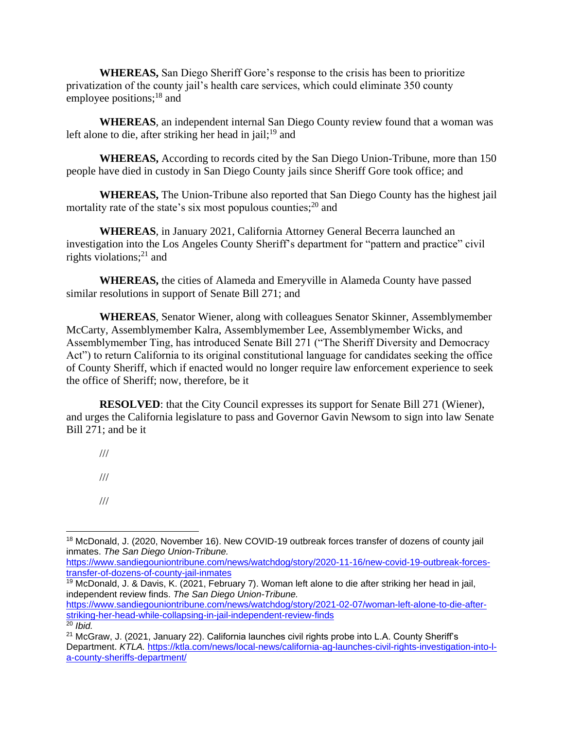**WHEREAS,** San Diego Sheriff Gore's response to the crisis has been to prioritize privatization of the county jail's health care services, which could eliminate 350 county employee positions;[18] and

**WHEREAS**, an independent internal San Diego County review found that a woman was left alone to die, after striking her head in jail;[19] and

**WHEREAS,** According to records cited by the San Diego Union-Tribune, more than 150 people have died in custody in San Diego County jails since Sheriff Gore took office; and

**WHEREAS,** The Union-Tribune also reported that San Diego County has the highest jail mortality rate of the state's six most populous counties;[20] and

**WHEREAS**, in January 2021, California Attorney General Becerra launched an investigation into the Los Angeles County Sheriff's department for "pattern and practice" civil rights violations;[21] and

**WHEREAS,** the cities of Alameda and Emeryville in Alameda County have passed similar resolutions in support of Senate Bill 271; and

**WHEREAS**, Senator Wiener, along with colleagues Senator Skinner, Assemblymember McCarty, Assemblymember Kalra, Assemblymember Lee, Assemblymember Wicks, and Assemblymember Ting, has introduced Senate Bill 271 ("The Sheriff Diversity and Democracy Act") to return California to its original constitutional language for candidates seeking the office of County Sheriff, which if enacted would no longer require law enforcement experience to seek the office of Sheriff; now, therefore, be it

**RESOLVED**: that the City Council expresses its support for Senate Bill 271 (Wiener), and urges the California legislature to pass and Governor Gavin Newsom to sign into law Senate Bill 271; and be it

///

///

///

---

[18] McDonald, J. (2020, November 16). New COVID-19 outbreak forces transfer of dozens of county jail inmates. *The San Diego Union-Tribune.* https://www.sandiegouniontribune.com/news/watchdog/story/2020-11-16/new-covid-19-outbreak-forces-transfer-of-dozens-of-county-jail-inmates

[19] McDonald, J. & Davis, K. (2021, February 7). Woman left alone to die after striking her head in jail, independent review finds. *The San Diego Union-Tribune.* https://www.sandiegouniontribune.com/news/watchdog/story/2021-02-07/woman-left-alone-to-die-after-striking-her-head-while-collapsing-in-jail-independent-review-finds

[20] *Ibid.*

[21] McGraw, J. (2021, January 22). California launches civil rights probe into L.A. County Sheriff's Department. *KTLA.* https://ktla.com/news/local-news/california-ag-launches-civil-rights-investigation-into-l-a-county-sheriffs-department/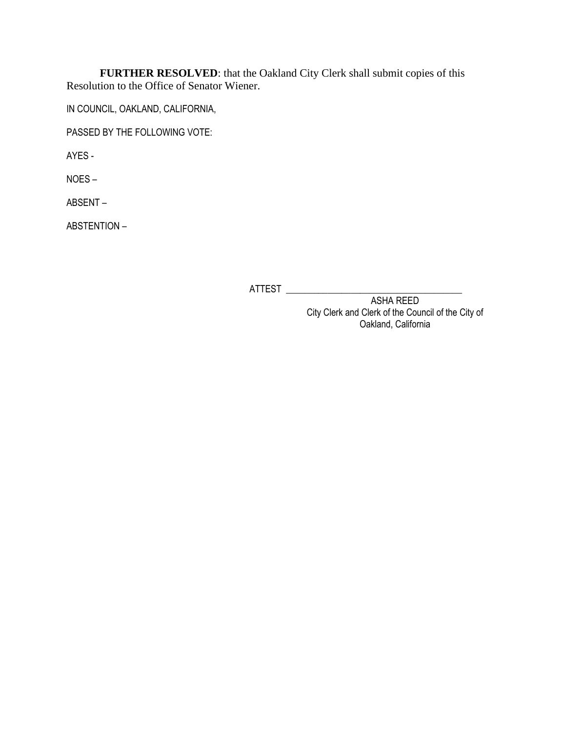**FURTHER RESOLVED**: that the Oakland City Clerk shall submit copies of this Resolution to the Office of Senator Wiener.

IN COUNCIL, OAKLAND, CALIFORNIA,

PASSED BY THE FOLLOWING VOTE:

AYES -

NOES –

ABSENT –

ABSTENTION –

ATTEST ____________________________________

ASHA REED
City Clerk and Clerk of the Council of the City of Oakland, California